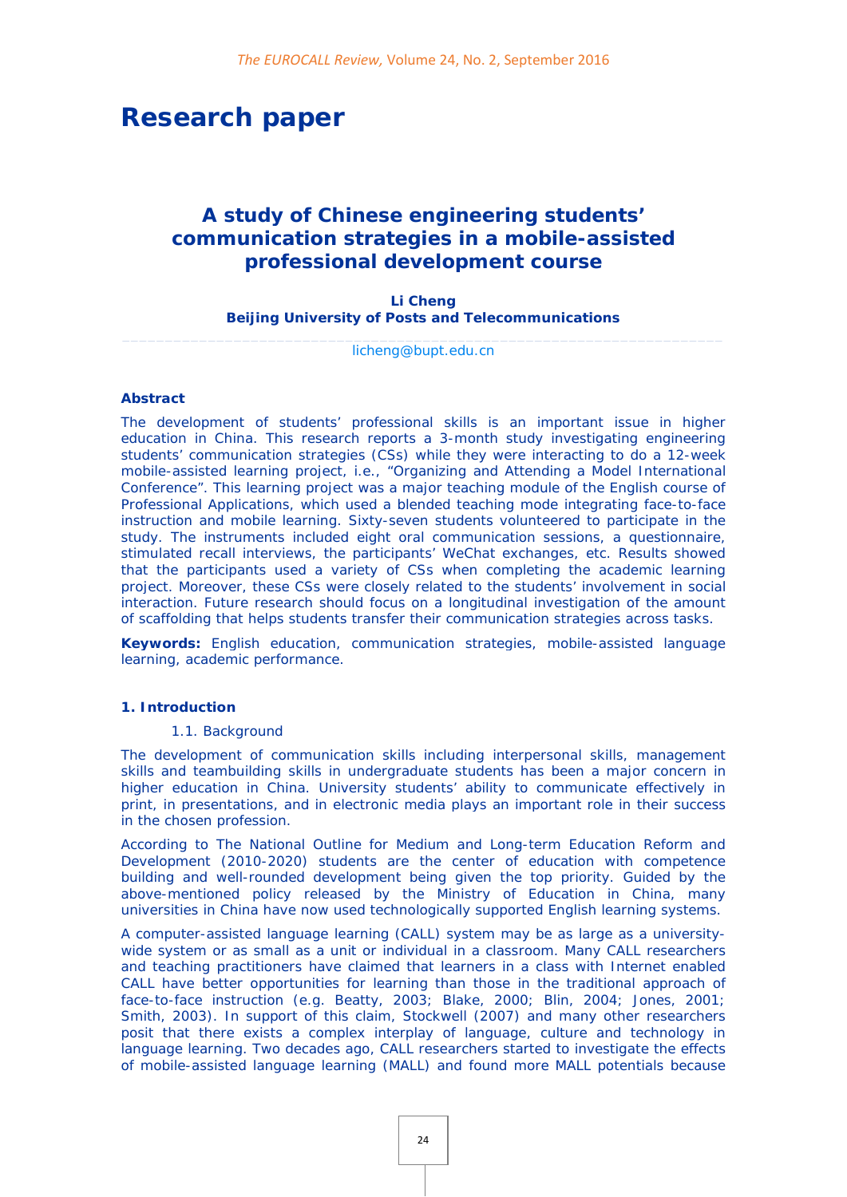# Research paper

## A study of Chinese engineering students' communication strategies in a mobile-assisted professional development course

**Li Cheng**
**Beijing University of Posts and Telecommunications**

licheng@bupt.edu.cn

### Abstract

The development of students' professional skills is an important issue in higher education in China. This research reports a 3-month study investigating engineering students' communication strategies (CSs) while they were interacting to do a 12-week mobile-assisted learning project, i.e., "Organizing and Attending a Model International Conference". This learning project was a major teaching module of the English course of Professional Applications, which used a blended teaching mode integrating face-to-face instruction and mobile learning. Sixty-seven students volunteered to participate in the study. The instruments included eight oral communication sessions, a questionnaire, stimulated recall interviews, the participants' WeChat exchanges, etc. Results showed that the participants used a variety of CSs when completing the academic learning project. Moreover, these CSs were closely related to the students' involvement in social interaction. Future research should focus on a longitudinal investigation of the amount of scaffolding that helps students transfer their communication strategies across tasks.

**Keywords:** English education, communication strategies, mobile-assisted language learning, academic performance.

### 1. Introduction

#### 1.1. Background

The development of communication skills including interpersonal skills, management skills and teambuilding skills in undergraduate students has been a major concern in higher education in China. University students' ability to communicate effectively in print, in presentations, and in electronic media plays an important role in their success in the chosen profession.

According to The National Outline for Medium and Long-term Education Reform and Development (2010-2020) students are the center of education with competence building and well-rounded development being given the top priority. Guided by the above-mentioned policy released by the Ministry of Education in China, many universities in China have now used technologically supported English learning systems.

A computer-assisted language learning (CALL) system may be as large as a university-wide system or as small as a unit or individual in a classroom. Many CALL researchers and teaching practitioners have claimed that learners in a class with Internet enabled CALL have better opportunities for learning than those in the traditional approach of face-to-face instruction (e.g. Beatty, 2003; Blake, 2000; Blin, 2004; Jones, 2001; Smith, 2003). In support of this claim, Stockwell (2007) and many other researchers posit that there exists a complex interplay of language, culture and technology in language learning. Two decades ago, CALL researchers started to investigate the effects of mobile-assisted language learning (MALL) and found more MALL potentials because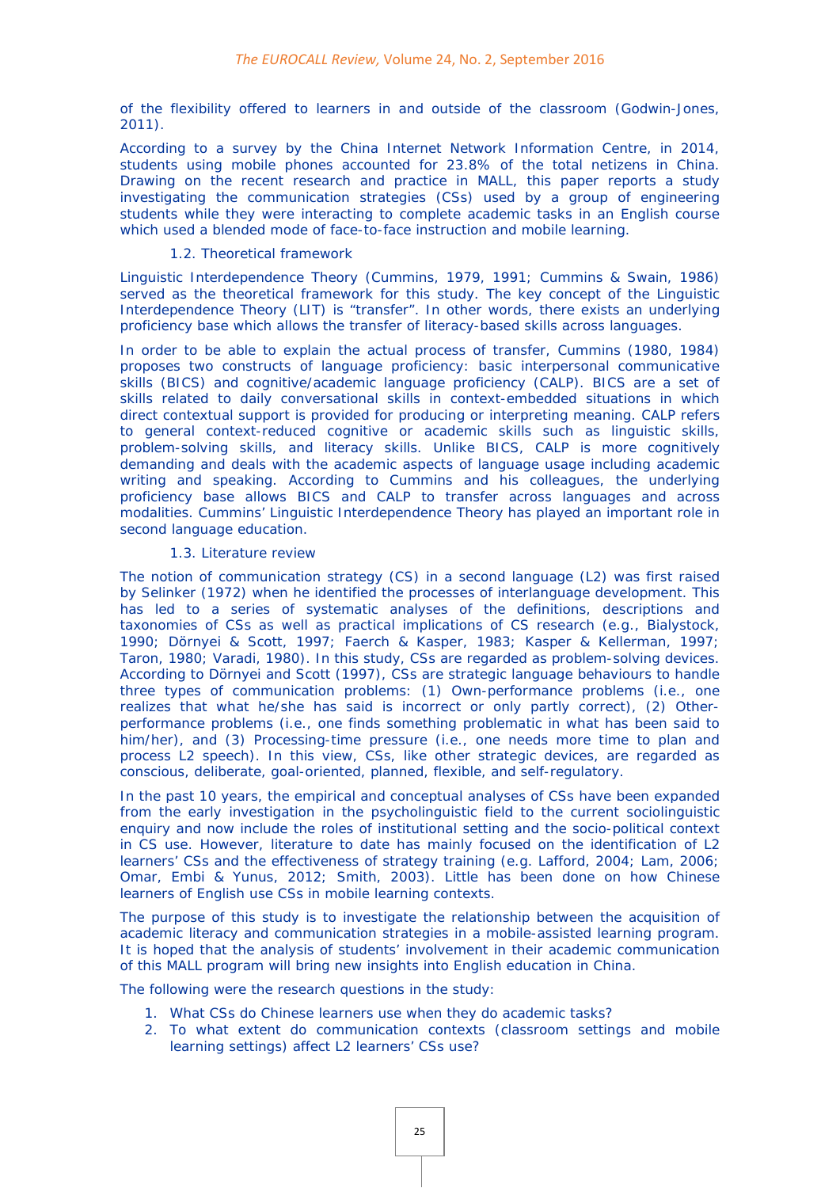of the flexibility offered to learners in and outside of the classroom (Godwin-Jones, 2011).

According to a survey by the China Internet Network Information Centre, in 2014, students using mobile phones accounted for 23.8% of the total netizens in China. Drawing on the recent research and practice in MALL, this paper reports a study investigating the communication strategies (CSs) used by a group of engineering students while they were interacting to complete academic tasks in an English course which used a blended mode of face-to-face instruction and mobile learning.

### 1.2. Theoretical framework

Linguistic Interdependence Theory (Cummins, 1979, 1991; Cummins & Swain, 1986) served as the theoretical framework for this study. The key concept of the Linguistic Interdependence Theory (LIT) is "transfer". In other words, there exists an underlying proficiency base which allows the transfer of literacy-based skills across languages.

In order to be able to explain the actual process of transfer, Cummins (1980, 1984) proposes two constructs of language proficiency: basic interpersonal communicative skills (BICS) and cognitive/academic language proficiency (CALP). BICS are a set of skills related to daily conversational skills in context-embedded situations in which direct contextual support is provided for producing or interpreting meaning. CALP refers to general context-reduced cognitive or academic skills such as linguistic skills, problem-solving skills, and literacy skills. Unlike BICS, CALP is more cognitively demanding and deals with the academic aspects of language usage including academic writing and speaking. According to Cummins and his colleagues, the underlying proficiency base allows BICS and CALP to transfer across languages and across modalities. Cummins' Linguistic Interdependence Theory has played an important role in second language education.

### 1.3. Literature review

The notion of communication strategy (CS) in a second language (L2) was first raised by Selinker (1972) when he identified the processes of interlanguage development. This has led to a series of systematic analyses of the definitions, descriptions and taxonomies of CSs as well as practical implications of CS research (e.g., Bialystock, 1990; Dörnyei & Scott, 1997; Faerch & Kasper, 1983; Kasper & Kellerman, 1997; Taron, 1980; Varadi, 1980). In this study, CSs are regarded as problem-solving devices. According to Dörnyei and Scott (1997), CSs are strategic language behaviours to handle three types of communication problems: (1) Own-performance problems (i.e., one realizes that what he/she has said is incorrect or only partly correct), (2) Other-performance problems (i.e., one finds something problematic in what has been said to him/her), and (3) Processing-time pressure (i.e., one needs more time to plan and process L2 speech). In this view, CSs, like other strategic devices, are regarded as conscious, deliberate, goal-oriented, planned, flexible, and self-regulatory.

In the past 10 years, the empirical and conceptual analyses of CSs have been expanded from the early investigation in the psycholinguistic field to the current sociolinguistic enquiry and now include the roles of institutional setting and the socio-political context in CS use. However, literature to date has mainly focused on the identification of L2 learners' CSs and the effectiveness of strategy training (e.g. Lafford, 2004; Lam, 2006; Omar, Embi & Yunus, 2012; Smith, 2003). Little has been done on how Chinese learners of English use CSs in mobile learning contexts.

The purpose of this study is to investigate the relationship between the acquisition of academic literacy and communication strategies in a mobile-assisted learning program. It is hoped that the analysis of students' involvement in their academic communication of this MALL program will bring new insights into English education in China.

The following were the research questions in the study:

1. What CSs do Chinese learners use when they do academic tasks?
2. To what extent do communication contexts (classroom settings and mobile learning settings) affect L2 learners' CSs use?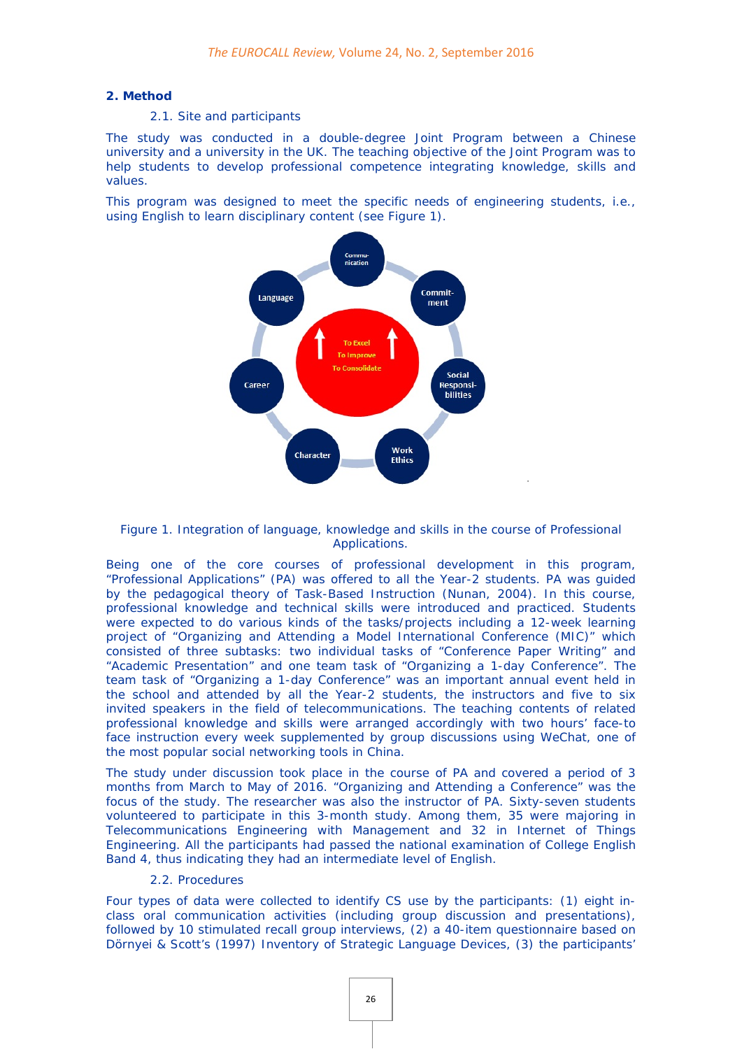## 2. Method

### 2.1. Site and participants

The study was conducted in a double-degree Joint Program between a Chinese university and a university in the UK. The teaching objective of the Joint Program was to help students to develop professional competence integrating knowledge, skills and values.

This program was designed to meet the specific needs of engineering students, i.e., using English to learn disciplinary content (see Figure 1).

Figure 1. Integration of language, knowledge and skills in the course of Professional Applications.

Being one of the core courses of professional development in this program, "Professional Applications" (PA) was offered to all the Year-2 students. PA was guided by the pedagogical theory of Task-Based Instruction (Nunan, 2004). In this course, professional knowledge and technical skills were introduced and practiced. Students were expected to do various kinds of the tasks/projects including a 12-week learning project of "Organizing and Attending a Model International Conference (MIC)" which consisted of three subtasks: two individual tasks of "Conference Paper Writing" and "Academic Presentation" and one team task of "Organizing a 1-day Conference". The team task of "Organizing a 1-day Conference" was an important annual event held in the school and attended by all the Year-2 students, the instructors and five to six invited speakers in the field of telecommunications. The teaching contents of related professional knowledge and skills were arranged accordingly with two hours' face-to face instruction every week supplemented by group discussions using WeChat, one of the most popular social networking tools in China.

The study under discussion took place in the course of PA and covered a period of 3 months from March to May of 2016. "Organizing and Attending a Conference" was the focus of the study. The researcher was also the instructor of PA. Sixty-seven students volunteered to participate in this 3-month study. Among them, 35 were majoring in Telecommunications Engineering with Management and 32 in Internet of Things Engineering. All the participants had passed the national examination of College English Band 4, thus indicating they had an intermediate level of English.

### 2.2. Procedures

Four types of data were collected to identify CS use by the participants: (1) eight in-class oral communication activities (including group discussion and presentations), followed by 10 stimulated recall group interviews, (2) a 40-item questionnaire based on Dörnyei & Scott's (1997) Inventory of Strategic Language Devices, (3) the participants'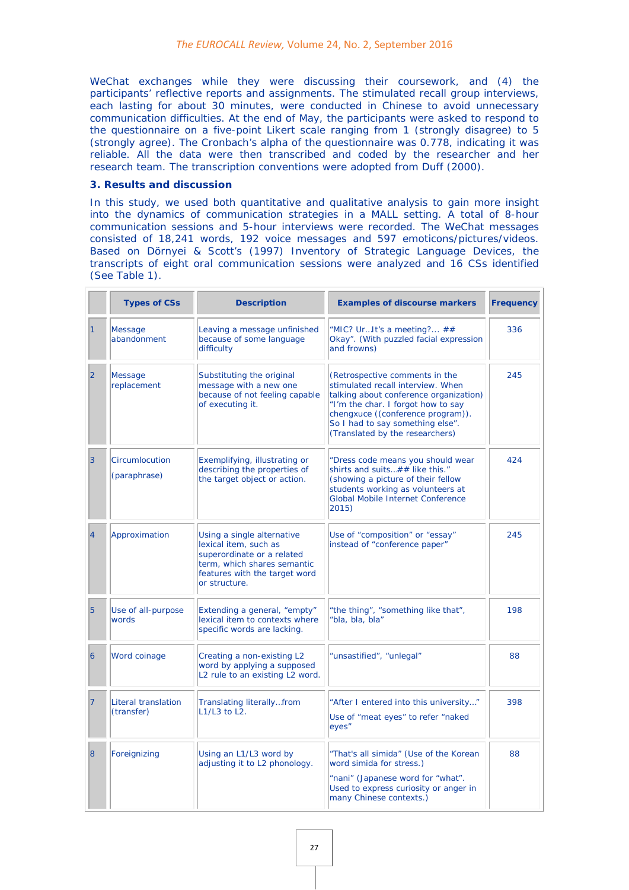WeChat exchanges while they were discussing their coursework, and (4) the participants' reflective reports and assignments. The stimulated recall group interviews, each lasting for about 30 minutes, were conducted in Chinese to avoid unnecessary communication difficulties. At the end of May, the participants were asked to respond to the questionnaire on a five-point Likert scale ranging from 1 (strongly disagree) to 5 (strongly agree). The Cronbach's alpha of the questionnaire was 0.778, indicating it was reliable. All the data were then transcribed and coded by the researcher and her research team. The transcription conventions were adopted from Duff (2000).

### 3. Results and discussion

In this study, we used both quantitative and qualitative analysis to gain more insight into the dynamics of communication strategies in a MALL setting. A total of 8-hour communication sessions and 5-hour interviews were recorded. The WeChat messages consisted of 18,241 words, 192 voice messages and 597 emoticons/pictures/videos. Based on Dörnyei & Scott's (1997) Inventory of Strategic Language Devices, the transcripts of eight oral communication sessions were analyzed and 16 CSs identified (See Table 1).

| | Types of CSs | Description | Examples of discourse markers | Frequency |
|---|---|---|---|---|
| 1 | Message abandonment | Leaving a message unfinished because of some language difficulty | "MIC? Ur..It's a meeting?... ## Okay". (With puzzled facial expression and frowns) | 336 |
| 2 | Message replacement | Substituting the original message with a new one because of not feeling capable of executing it. | (Retrospective comments in the stimulated recall interview. When talking about conference organization) "I'm the char. I forgot how to say chengxuce ((conference program)). So I had to say something else". (Translated by the researchers) | 245 |
| 3 | Circumlocution (paraphrase) | Exemplifying, illustrating or describing the properties of the target object or action. | "Dress code means you should wear shirts and suits..## like this." (showing a picture of their fellow students working as volunteers at Global Mobile Internet Conference 2015) | 424 |
| 4 | Approximation | Using a single alternative lexical item, such as superordinate or a related term, which shares semantic features with the target word or structure. | Use of "composition" or "essay" instead of "conference paper" | 245 |
| 5 | Use of all-purpose words | Extending a general, "empty" lexical item to contexts where specific words are lacking. | "the thing", "something like that", "bla, bla, bla" | 198 |
| 6 | Word coinage | Creating a non-existing L2 word by applying a supposed L2 rule to an existing L2 word. | "unsastified", "unlegal" | 88 |
| 7 | Literal translation (transfer) | Translating literally...from L1/L3 to L2. | "After I entered into this university..." Use of "meat eyes" to refer "naked eyes" | 398 |
| 8 | Foreignizing | Using an L1/L3 word by adjusting it to L2 phonology. | "That's all simida" (Use of the Korean word simida for stress.) "nani" (Japanese word for "what". Used to express curiosity or anger in many Chinese contexts.) | 88 |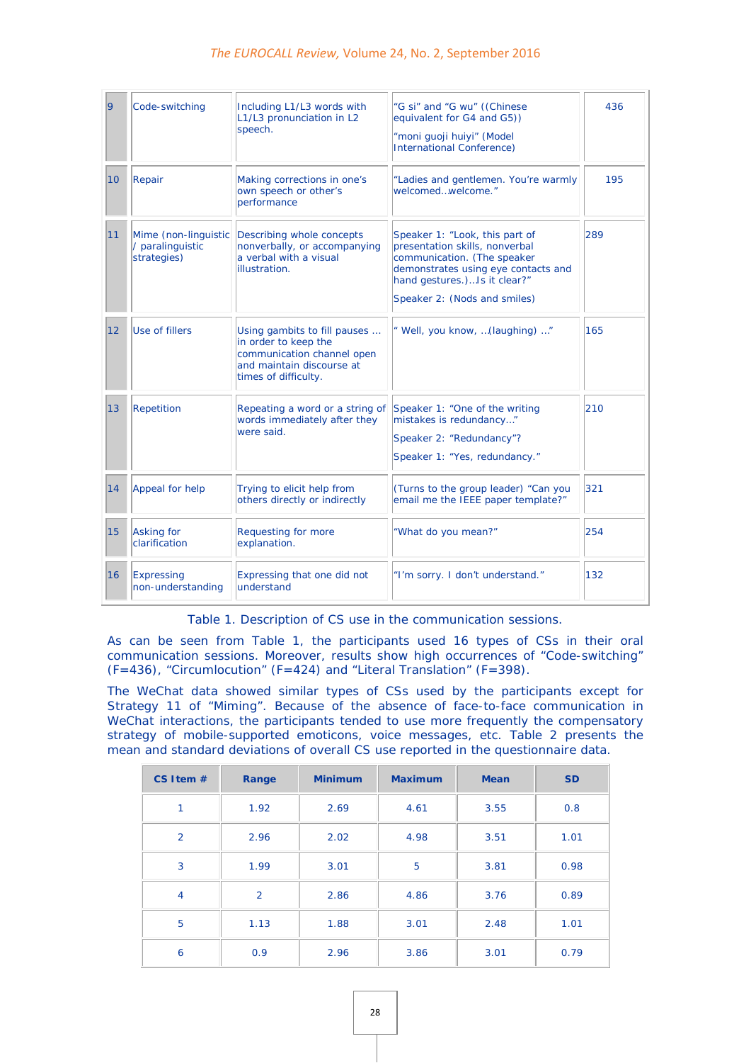| | | | | |
|---|---|---|---|---|
| 9 | Code-switching | Including L1/L3 words with L1/L3 pronunciation in L2 speech. | "G si" and "G wu" ((Chinese equivalent for G4 and G5)) "moni guoji huiyi" (Model International Conference) | 436 |
| 10 | Repair | Making corrections in one's own speech or other's performance | "Ladies and gentlemen. You're warmly welcomed..welcome." | 195 |
| 11 | Mime (non-linguistic / paralinguistic strategies) | Describing whole concepts nonverbally, or accompanying a verbal with a visual illustration. | Speaker 1: "Look, this part of presentation skills, nonverbal communication. (The speaker demonstrates using eye contacts and hand gestures.)..Is it clear?" Speaker 2: (Nods and smiles) | 289 |
| 12 | Use of fillers | Using gambits to fill pauses ... in order to keep the communication channel open and maintain discourse at times of difficulty. | " Well, you know, ..(laughing) ..." | 165 |
| 13 | Repetition | Repeating a word or a string of words immediately after they were said. | Speaker 1: "One of the writing mistakes is redundancy..." Speaker 2: "Redundancy"? Speaker 1: "Yes, redundancy." | 210 |
| 14 | Appeal for help | Trying to elicit help from others directly or indirectly | (Turns to the group leader) "Can you email me the IEEE paper template?" | 321 |
| 15 | Asking for clarification | Requesting for more explanation. | "What do you mean?" | 254 |
| 16 | Expressing non-understanding | Expressing that one did not understand | "I'm sorry. I don't understand." | 132 |

Table 1. Description of CS use in the communication sessions.

As can be seen from Table 1, the participants used 16 types of CSs in their oral communication sessions. Moreover, results show high occurrences of "Code-switching" (F=436), "Circumlocution" (F=424) and "Literal Translation" (F=398).

The WeChat data showed similar types of CSs used by the participants except for Strategy 11 of "Miming". Because of the absence of face-to-face communication in WeChat interactions, the participants tended to use more frequently the compensatory strategy of mobile-supported emoticons, voice messages, etc. Table 2 presents the mean and standard deviations of overall CS use reported in the questionnaire data.

| CS Item # | Range | Minimum | Maximum | Mean | SD |
|---|---|---|---|---|---|
| 1 | 1.92 | 2.69 | 4.61 | 3.55 | 0.8 |
| 2 | 2.96 | 2.02 | 4.98 | 3.51 | 1.01 |
| 3 | 1.99 | 3.01 | 5 | 3.81 | 0.98 |
| 4 | 2 | 2.86 | 4.86 | 3.76 | 0.89 |
| 5 | 1.13 | 1.88 | 3.01 | 2.48 | 1.01 |
| 6 | 0.9 | 2.96 | 3.86 | 3.01 | 0.79 |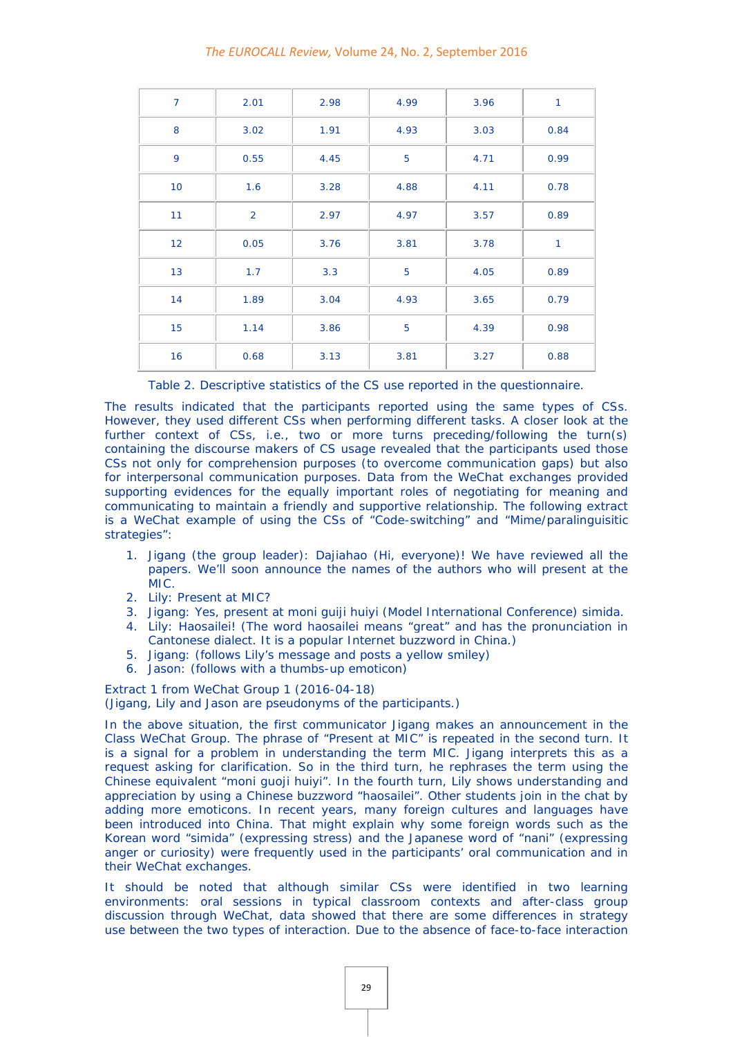| 7 | 2.01 | 2.98 | 4.99 | 3.96 | 1 |
|---|---|---|---|---|---|
| 8 | 3.02 | 1.91 | 4.93 | 3.03 | 0.84 |
| 9 | 0.55 | 4.45 | 5 | 4.71 | 0.99 |
| 10 | 1.6 | 3.28 | 4.88 | 4.11 | 0.78 |
| 11 | 2 | 2.97 | 4.97 | 3.57 | 0.89 |
| 12 | 0.05 | 3.76 | 3.81 | 3.78 | 1 |
| 13 | 1.7 | 3.3 | 5 | 4.05 | 0.89 |
| 14 | 1.89 | 3.04 | 4.93 | 3.65 | 0.79 |
| 15 | 1.14 | 3.86 | 5 | 4.39 | 0.98 |
| 16 | 0.68 | 3.13 | 3.81 | 3.27 | 0.88 |

Table 2. Descriptive statistics of the CS use reported in the questionnaire.

The results indicated that the participants reported using the same types of CSs. However, they used different CSs when performing different tasks. A closer look at the further context of CSs, i.e., two or more turns preceding/following the turn(s) containing the discourse makers of CS usage revealed that the participants used those CSs not only for comprehension purposes (to overcome communication gaps) but also for interpersonal communication purposes. Data from the WeChat exchanges provided supporting evidences for the equally important roles of negotiating for meaning and communicating to maintain a friendly and supportive relationship. The following extract is a WeChat example of using the CSs of "Code-switching" and "Mime/paralinguisitic strategies":

1. Jigang (the group leader): Dajiahao (Hi, everyone)! We have reviewed all the papers. We'll soon announce the names of the authors who will present at the MIC.
2. Lily: Present at MIC?
3. Jigang: Yes, present at moni guiji huiyi (Model International Conference) simida.
4. Lily: Haosailei! (The word haosailei means "great" and has the pronunciation in Cantonese dialect. It is a popular Internet buzzword in China.)
5. Jigang: (follows Lily's message and posts a yellow smiley)
6. Jason: (follows with a thumbs-up emoticon)

Extract 1 from WeChat Group 1 (2016-04-18)
(Jigang, Lily and Jason are pseudonyms of the participants.)

In the above situation, the first communicator Jigang makes an announcement in the Class WeChat Group. The phrase of "Present at MIC" is repeated in the second turn. It is a signal for a problem in understanding the term MIC. Jigang interprets this as a request asking for clarification. So in the third turn, he rephrases the term using the Chinese equivalent "moni guoji huiyi". In the fourth turn, Lily shows understanding and appreciation by using a Chinese buzzword "haosailei". Other students join in the chat by adding more emoticons. In recent years, many foreign cultures and languages have been introduced into China. That might explain why some foreign words such as the Korean word "simida" (expressing stress) and the Japanese word of "nani" (expressing anger or curiosity) were frequently used in the participants' oral communication and in their WeChat exchanges.

It should be noted that although similar CSs were identified in two learning environments: oral sessions in typical classroom contexts and after-class group discussion through WeChat, data showed that there are some differences in strategy use between the two types of interaction. Due to the absence of face-to-face interaction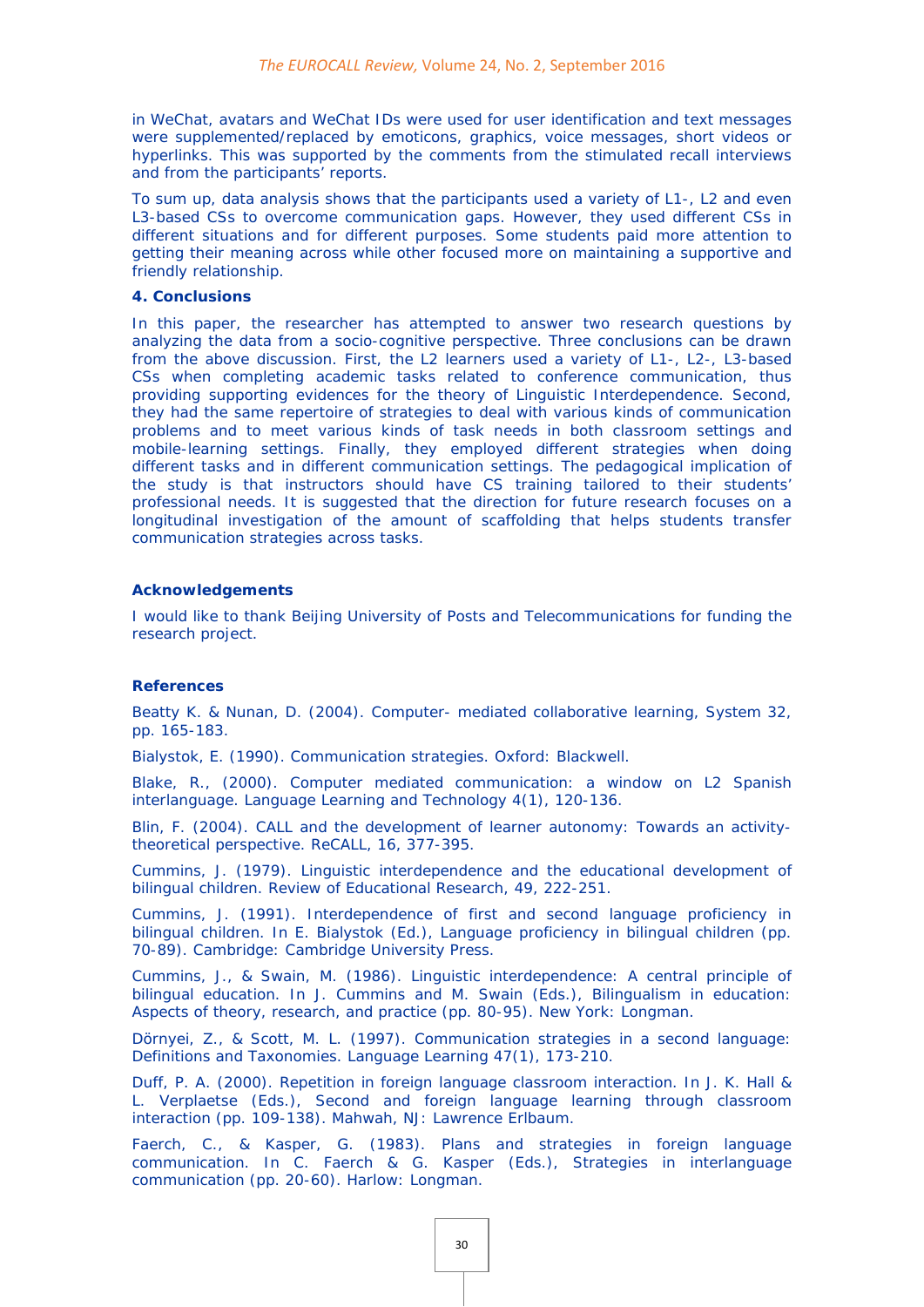in WeChat, avatars and WeChat IDs were used for user identification and text messages were supplemented/replaced by emoticons, graphics, voice messages, short videos or hyperlinks. This was supported by the comments from the stimulated recall interviews and from the participants' reports.

To sum up, data analysis shows that the participants used a variety of L1-, L2 and even L3-based CSs to overcome communication gaps. However, they used different CSs in different situations and for different purposes. Some students paid more attention to getting their meaning across while other focused more on maintaining a supportive and friendly relationship.

## 4. Conclusions

In this paper, the researcher has attempted to answer two research questions by analyzing the data from a socio-cognitive perspective. Three conclusions can be drawn from the above discussion. First, the L2 learners used a variety of L1-, L2-, L3-based CSs when completing academic tasks related to conference communication, thus providing supporting evidences for the theory of Linguistic Interdependence. Second, they had the same repertoire of strategies to deal with various kinds of communication problems and to meet various kinds of task needs in both classroom settings and mobile-learning settings. Finally, they employed different strategies when doing different tasks and in different communication settings. The pedagogical implication of the study is that instructors should have CS training tailored to their students' professional needs. It is suggested that the direction for future research focuses on a longitudinal investigation of the amount of scaffolding that helps students transfer communication strategies across tasks.

## Acknowledgements

I would like to thank Beijing University of Posts and Telecommunications for funding the research project.

## References

Beatty K. & Nunan, D. (2004). Computer- mediated collaborative learning, System 32, pp. 165-183.

Bialystok, E. (1990). Communication strategies. Oxford: Blackwell.

Blake, R., (2000). Computer mediated communication: a window on L2 Spanish interlanguage. Language Learning and Technology 4(1), 120-136.

Blin, F. (2004). CALL and the development of learner autonomy: Towards an activity-theoretical perspective. ReCALL, 16, 377-395.

Cummins, J. (1979). Linguistic interdependence and the educational development of bilingual children. Review of Educational Research, 49, 222-251.

Cummins, J. (1991). Interdependence of first and second language proficiency in bilingual children. In E. Bialystok (Ed.), Language proficiency in bilingual children (pp. 70-89). Cambridge: Cambridge University Press.

Cummins, J., & Swain, M. (1986). Linguistic interdependence: A central principle of bilingual education. In J. Cummins and M. Swain (Eds.), Bilingualism in education: Aspects of theory, research, and practice (pp. 80-95). New York: Longman.

Dörnyei, Z., & Scott, M. L. (1997). Communication strategies in a second language: Definitions and Taxonomies. Language Learning 47(1), 173-210.

Duff, P. A. (2000). Repetition in foreign language classroom interaction. In J. K. Hall & L. Verplaetse (Eds.), Second and foreign language learning through classroom interaction (pp. 109-138). Mahwah, NJ: Lawrence Erlbaum.

Faerch, C., & Kasper, G. (1983). Plans and strategies in foreign language communication. In C. Faerch & G. Kasper (Eds.), Strategies in interlanguage communication (pp. 20-60). Harlow: Longman.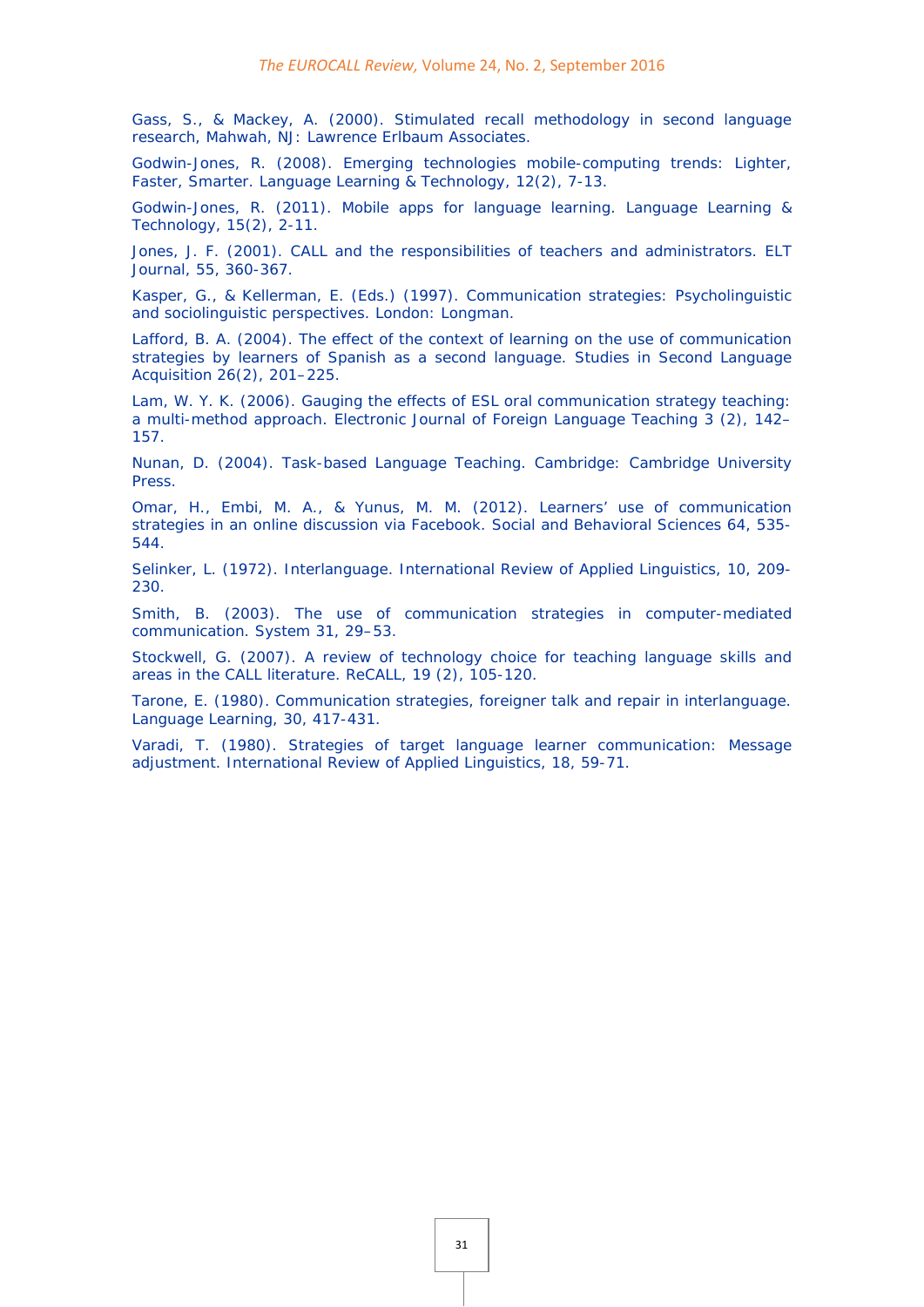Gass, S., & Mackey, A. (2000). Stimulated recall methodology in second language research, Mahwah, NJ: Lawrence Erlbaum Associates.

Godwin-Jones, R. (2008). Emerging technologies mobile-computing trends: Lighter, Faster, Smarter. Language Learning & Technology, 12(2), 7-13.

Godwin-Jones, R. (2011). Mobile apps for language learning. Language Learning & Technology, 15(2), 2-11.

Jones, J. F. (2001). CALL and the responsibilities of teachers and administrators. ELT Journal, 55, 360-367.

Kasper, G., & Kellerman, E. (Eds.) (1997). Communication strategies: Psycholinguistic and sociolinguistic perspectives. London: Longman.

Lafford, B. A. (2004). The effect of the context of learning on the use of communication strategies by learners of Spanish as a second language. Studies in Second Language Acquisition 26(2), 201–225.

Lam, W. Y. K. (2006). Gauging the effects of ESL oral communication strategy teaching: a multi-method approach. Electronic Journal of Foreign Language Teaching 3 (2), 142–157.

Nunan, D. (2004). Task-based Language Teaching. Cambridge: Cambridge University Press.

Omar, H., Embi, M. A., & Yunus, M. M. (2012). Learners' use of communication strategies in an online discussion via Facebook. Social and Behavioral Sciences 64, 535-544.

Selinker, L. (1972). Interlanguage. International Review of Applied Linguistics, 10, 209-230.

Smith, B. (2003). The use of communication strategies in computer-mediated communication. System 31, 29–53.

Stockwell, G. (2007). A review of technology choice for teaching language skills and areas in the CALL literature. ReCALL, 19 (2), 105-120.

Tarone, E. (1980). Communication strategies, foreigner talk and repair in interlanguage. Language Learning, 30, 417-431.

Varadi, T. (1980). Strategies of target language learner communication: Message adjustment. International Review of Applied Linguistics, 18, 59-71.